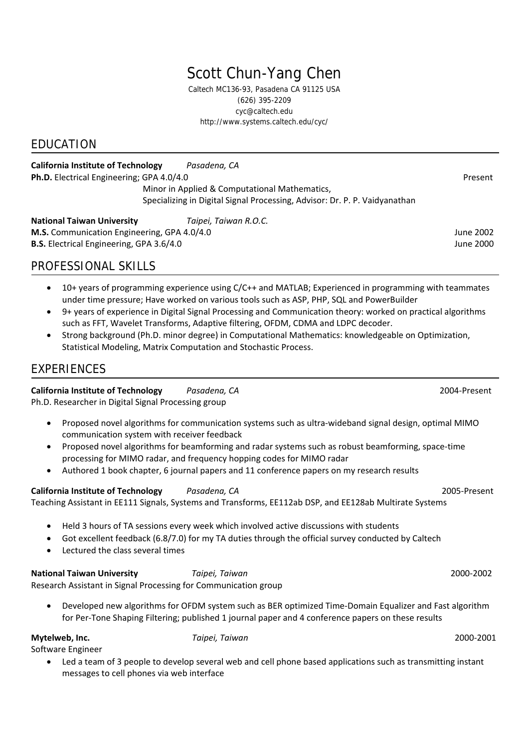# Scott Chun-Yang Chen

Caltech MC136-93, Pasadena CA 91125 USA
(626) 395-2209
cyc@caltech.edu
http://www.systems.caltech.edu/cyc/

## EDUCATION

**California Institute of Technology** *Pasadena, CA*
**Ph.D.** Electrical Engineering; GPA 4.0/4.0 Present
Minor in Applied & Computational Mathematics,
Specializing in Digital Signal Processing, Advisor: Dr. P. P. Vaidyanathan

**National Taiwan University** *Taipei, Taiwan R.O.C.*
**M.S.** Communication Engineering, GPA 4.0/4.0 June 2002
**B.S.** Electrical Engineering, GPA 3.6/4.0 June 2000

## PROFESSIONAL SKILLS

- 10+ years of programming experience using C/C++ and MATLAB; Experienced in programming with teammates under time pressure; Have worked on various tools such as ASP, PHP, SQL and PowerBuilder
- 9+ years of experience in Digital Signal Processing and Communication theory: worked on practical algorithms such as FFT, Wavelet Transforms, Adaptive filtering, OFDM, CDMA and LDPC decoder.
- Strong background (Ph.D. minor degree) in Computational Mathematics: knowledgeable on Optimization, Statistical Modeling, Matrix Computation and Stochastic Process.

## EXPERIENCES

**California Institute of Technology** *Pasadena, CA* 2004-Present
Ph.D. Researcher in Digital Signal Processing group

- Proposed novel algorithms for communication systems such as ultra-wideband signal design, optimal MIMO communication system with receiver feedback
- Proposed novel algorithms for beamforming and radar systems such as robust beamforming, space-time processing for MIMO radar, and frequency hopping codes for MIMO radar
- Authored 1 book chapter, 6 journal papers and 11 conference papers on my research results

**California Institute of Technology** *Pasadena, CA* 2005-Present
Teaching Assistant in EE111 Signals, Systems and Transforms, EE112ab DSP, and EE128ab Multirate Systems

- Held 3 hours of TA sessions every week which involved active discussions with students
- Got excellent feedback (6.8/7.0) for my TA duties through the official survey conducted by Caltech
- Lectured the class several times

**National Taiwan University** *Taipei, Taiwan* 2000-2002
Research Assistant in Signal Processing for Communication group

- Developed new algorithms for OFDM system such as BER optimized Time-Domain Equalizer and Fast algorithm for Per-Tone Shaping Filtering; published 1 journal paper and 4 conference papers on these results

**Mytelweb, Inc.** *Taipei, Taiwan* 2000-2001
Software Engineer

- Led a team of 3 people to develop several web and cell phone based applications such as transmitting instant messages to cell phones via web interface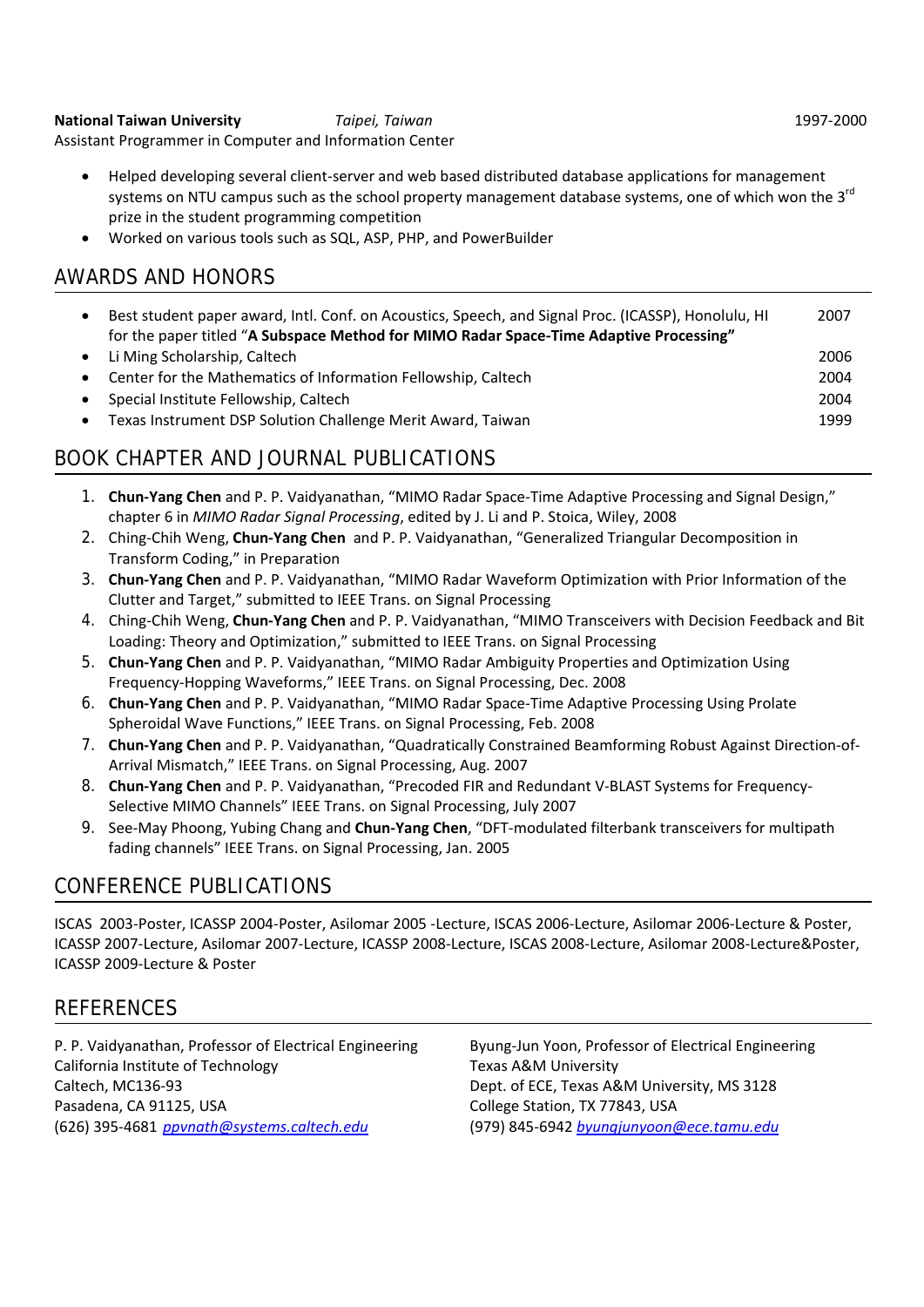**National Taiwan University** *Taipei, Taiwan* 1997-2000
Assistant Programmer in Computer and Information Center

- Helped developing several client-server and web based distributed database applications for management systems on NTU campus such as the school property management database systems, one of which won the 3rd prize in the student programming competition
- Worked on various tools such as SQL, ASP, PHP, and PowerBuilder

## AWARDS AND HONORS

- Best student paper award, Intl. Conf. on Acoustics, Speech, and Signal Proc. (ICASSP), Honolulu, HI for the paper titled "**A Subspace Method for MIMO Radar Space-Time Adaptive Processing"** — 2007
- Li Ming Scholarship, Caltech — 2006
- Center for the Mathematics of Information Fellowship, Caltech — 2004
- Special Institute Fellowship, Caltech — 2004
- Texas Instrument DSP Solution Challenge Merit Award, Taiwan — 1999

## BOOK CHAPTER AND JOURNAL PUBLICATIONS

1. **Chun-Yang Chen** and P. P. Vaidyanathan, "MIMO Radar Space-Time Adaptive Processing and Signal Design," chapter 6 in *MIMO Radar Signal Processing*, edited by J. Li and P. Stoica, Wiley, 2008
2. Ching-Chih Weng, **Chun-Yang Chen** and P. P. Vaidyanathan, "Generalized Triangular Decomposition in Transform Coding," in Preparation
3. **Chun-Yang Chen** and P. P. Vaidyanathan, "MIMO Radar Waveform Optimization with Prior Information of the Clutter and Target," submitted to IEEE Trans. on Signal Processing
4. Ching-Chih Weng, **Chun-Yang Chen** and P. P. Vaidyanathan, "MIMO Transceivers with Decision Feedback and Bit Loading: Theory and Optimization," submitted to IEEE Trans. on Signal Processing
5. **Chun-Yang Chen** and P. P. Vaidyanathan, "MIMO Radar Ambiguity Properties and Optimization Using Frequency-Hopping Waveforms," IEEE Trans. on Signal Processing, Dec. 2008
6. **Chun-Yang Chen** and P. P. Vaidyanathan, "MIMO Radar Space-Time Adaptive Processing Using Prolate Spheroidal Wave Functions," IEEE Trans. on Signal Processing, Feb. 2008
7. **Chun-Yang Chen** and P. P. Vaidyanathan, "Quadratically Constrained Beamforming Robust Against Direction-of-Arrival Mismatch," IEEE Trans. on Signal Processing, Aug. 2007
8. **Chun-Yang Chen** and P. P. Vaidyanathan, "Precoded FIR and Redundant V-BLAST Systems for Frequency-Selective MIMO Channels" IEEE Trans. on Signal Processing, July 2007
9. See-May Phoong, Yubing Chang and **Chun-Yang Chen**, "DFT-modulated filterbank transceivers for multipath fading channels" IEEE Trans. on Signal Processing, Jan. 2005

## CONFERENCE PUBLICATIONS

ISCAS 2003-Poster, ICASSP 2004-Poster, Asilomar 2005 -Lecture, ISCAS 2006-Lecture, Asilomar 2006-Lecture & Poster, ICASSP 2007-Lecture, Asilomar 2007-Lecture, ICASSP 2008-Lecture, ISCAS 2008-Lecture, Asilomar 2008-Lecture&Poster, ICASSP 2009-Lecture & Poster

## REFERENCES

P. P. Vaidyanathan, Professor of Electrical Engineering
California Institute of Technology
Caltech, MC136-93
Pasadena, CA 91125, USA
(626) 395-4681 *ppvnath@systems.caltech.edu*

Byung-Jun Yoon, Professor of Electrical Engineering
Texas A&M University
Dept. of ECE, Texas A&M University, MS 3128
College Station, TX 77843, USA
(979) 845-6942 *byungjunyoon@ece.tamu.edu*